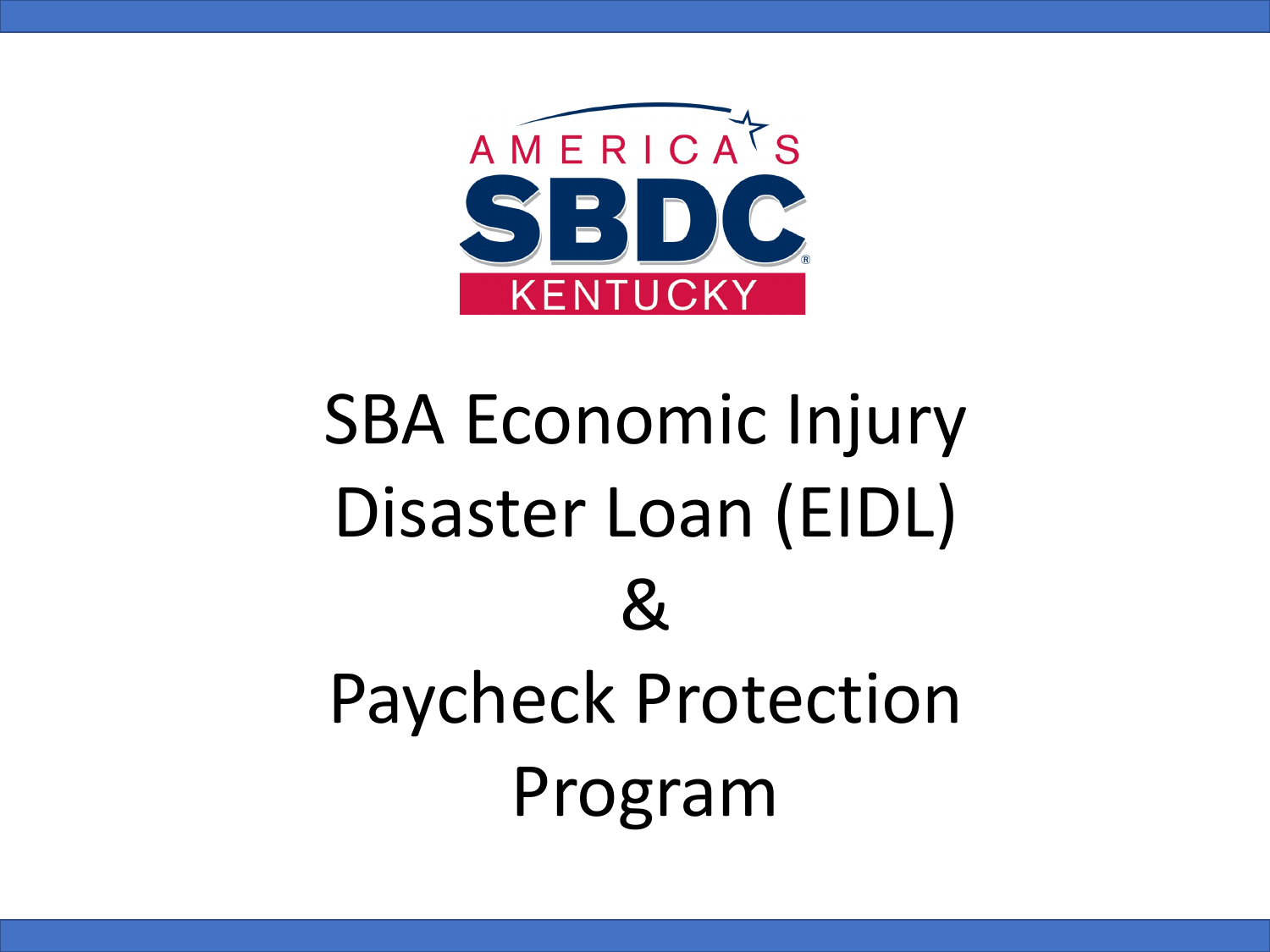AMERICA'S SBDC KENTUCKY

# SBA Economic Injury Disaster Loan (EIDL) & Paycheck Protection Program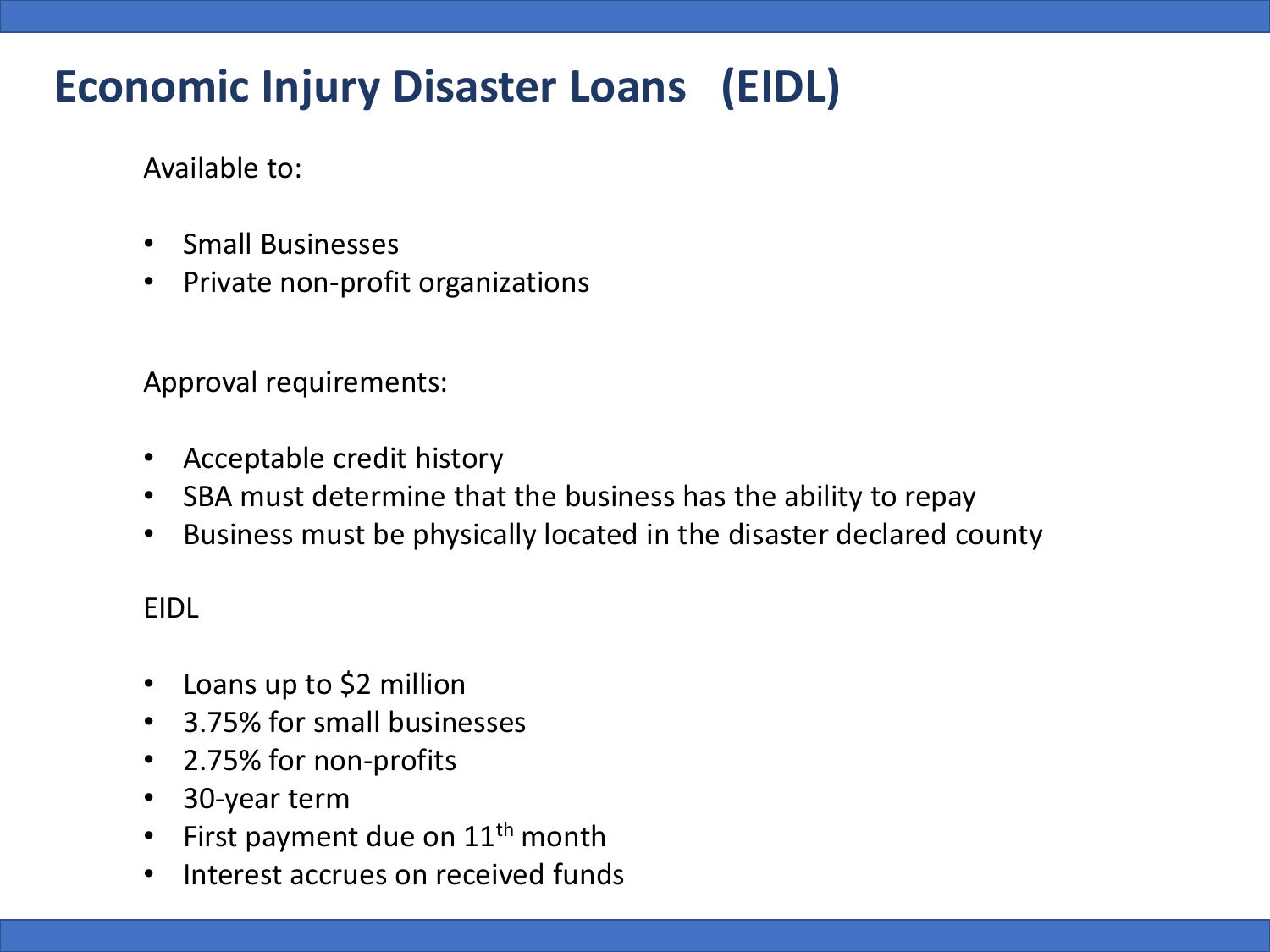# Economic Injury Disaster Loans (EIDL)

Available to:

- Small Businesses
- Private non-profit organizations

Approval requirements:

- Acceptable credit history
- SBA must determine that the business has the ability to repay
- Business must be physically located in the disaster declared county

EIDL

- Loans up to $2 million
- 3.75% for small businesses
- 2.75% for non-profits
- 30-year term
- First payment due on 11th month
- Interest accrues on received funds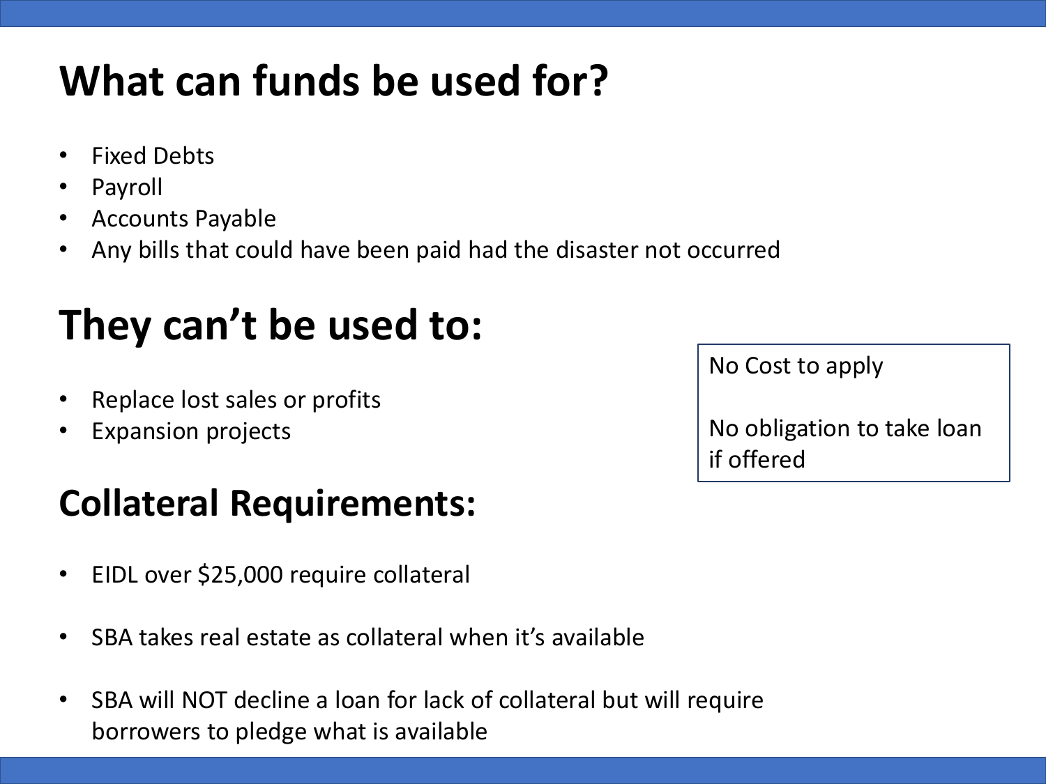# What can funds be used for?

- Fixed Debts
- Payroll
- Accounts Payable
- Any bills that could have been paid had the disaster not occurred

# They can't be used to:

- Replace lost sales or profits
- Expansion projects

No Cost to apply

No obligation to take loan if offered

## Collateral Requirements:

- EIDL over $25,000 require collateral
- SBA takes real estate as collateral when it's available
- SBA will NOT decline a loan for lack of collateral but will require borrowers to pledge what is available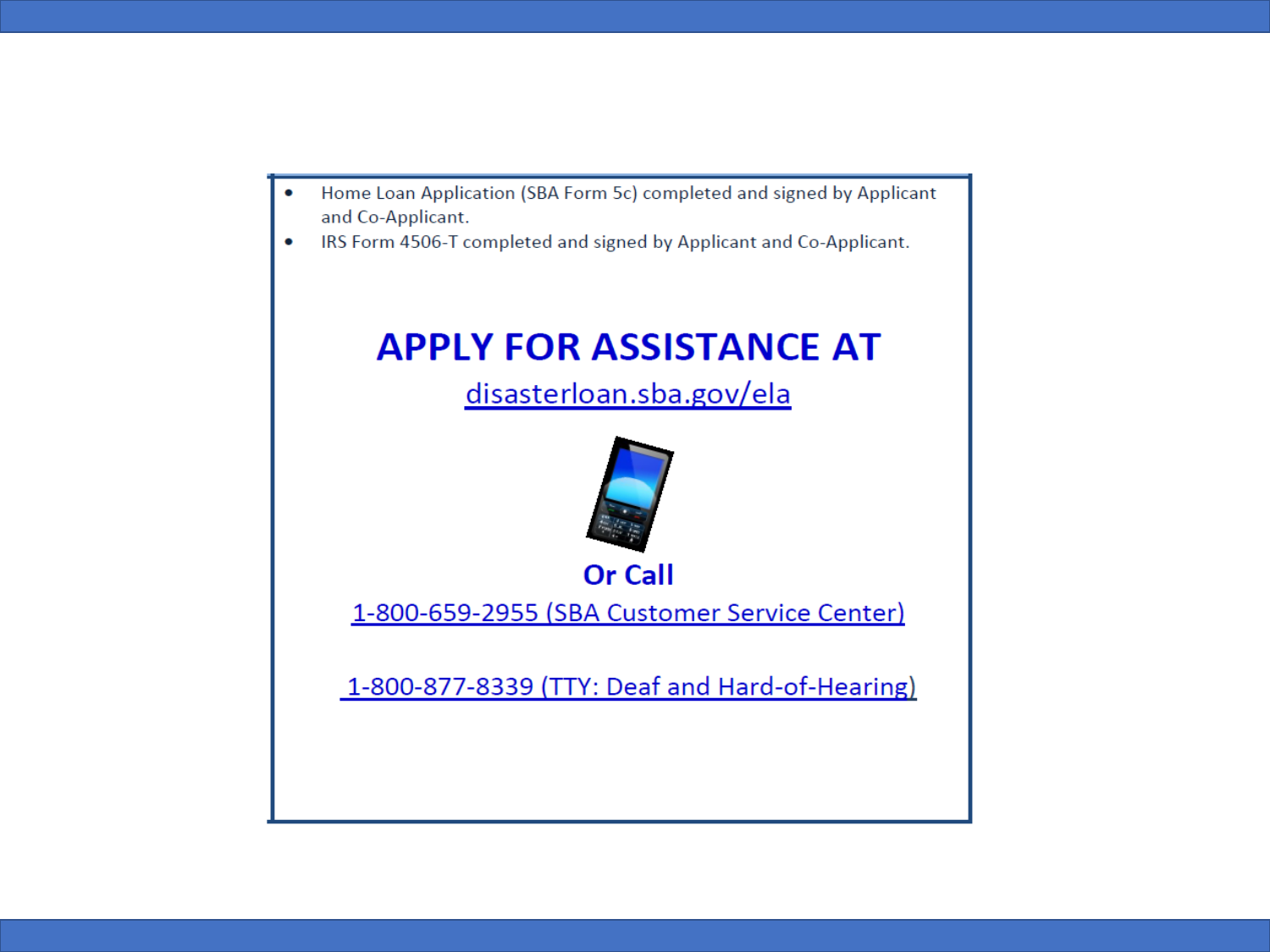- Home Loan Application (SBA Form 5c) completed and signed by Applicant and Co-Applicant.
- IRS Form 4506-T completed and signed by Applicant and Co-Applicant.

## APPLY FOR ASSISTANCE AT

disasterloan.sba.gov/ela

**Or Call**

1-800-659-2955 (SBA Customer Service Center)

1-800-877-8339 (TTY: Deaf and Hard-of-Hearing)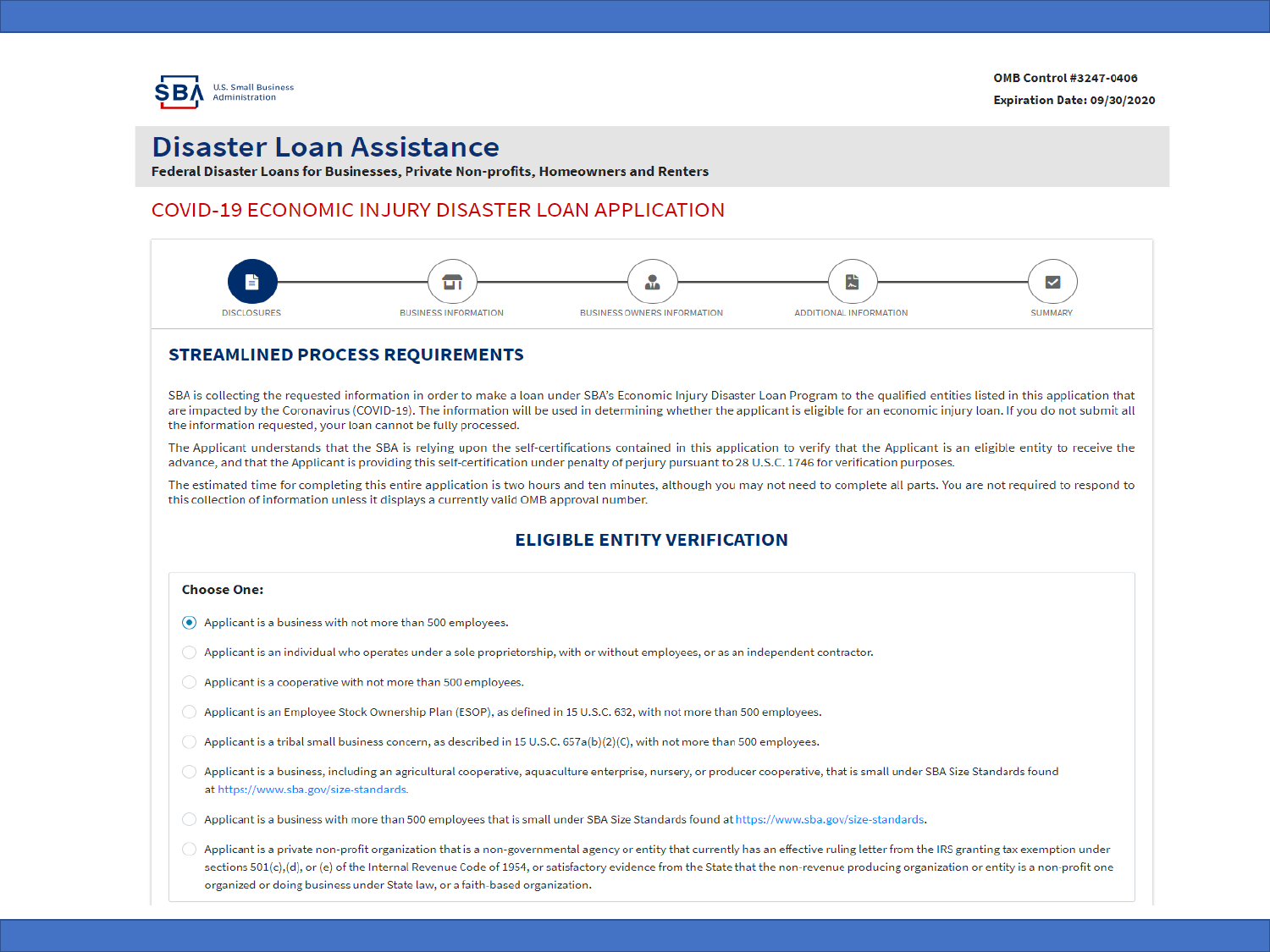U.S. Small Business Administration

**OMB Control #3247-0406**

**Expiration Date: 09/30/2020**

# Disaster Loan Assistance

**Federal Disaster Loans for Businesses, Private Non-profits, Homeowners and Renters**

## COVID-19 ECONOMIC INJURY DISASTER LOAN APPLICATION

DISCLOSURES — BUSINESS INFORMATION — BUSINESS OWNERS INFORMATION — ADDITIONAL INFORMATION — SUMMARY

### STREAMLINED PROCESS REQUIREMENTS

SBA is collecting the requested information in order to make a loan under SBA's Economic Injury Disaster Loan Program to the qualified entities listed in this application that are impacted by the Coronavirus (COVID-19). The information will be used in determining whether the applicant is eligible for an economic injury loan. If you do not submit all the information requested, your loan cannot be fully processed.

The Applicant understands that the SBA is relying upon the self-certifications contained in this application to verify that the Applicant is an eligible entity to receive the advance, and that the Applicant is providing this self-certification under penalty of perjury pursuant to 28 U.S.C. 1746 for verification purposes.

The estimated time for completing this entire application is two hours and ten minutes, although you may not need to complete all parts. You are not required to respond to this collection of information unless it displays a currently valid OMB approval number.

### ELIGIBLE ENTITY VERIFICATION

**Choose One:**

- (●) Applicant is a business with not more than 500 employees.
- ( ) Applicant is an individual who operates under a sole proprietorship, with or without employees, or as an independent contractor.
- ( ) Applicant is a cooperative with not more than 500 employees.
- ( ) Applicant is an Employee Stock Ownership Plan (ESOP), as defined in 15 U.S.C. 632, with not more than 500 employees.
- ( ) Applicant is a tribal small business concern, as described in 15 U.S.C. 657a(b)(2)(C), with not more than 500 employees.
- ( ) Applicant is a business, including an agricultural cooperative, aquaculture enterprise, nursery, or producer cooperative, that is small under SBA Size Standards found at https://www.sba.gov/size-standards.
- ( ) Applicant is a business with more than 500 employees that is small under SBA Size Standards found at https://www.sba.gov/size-standards.
- ( ) Applicant is a private non-profit organization that is a non-governmental agency or entity that currently has an effective ruling letter from the IRS granting tax exemption under sections 501(c),(d), or (e) of the Internal Revenue Code of 1954, or satisfactory evidence from the State that the non-revenue producing organization or entity is a non-profit one organized or doing business under State law, or a faith-based organization.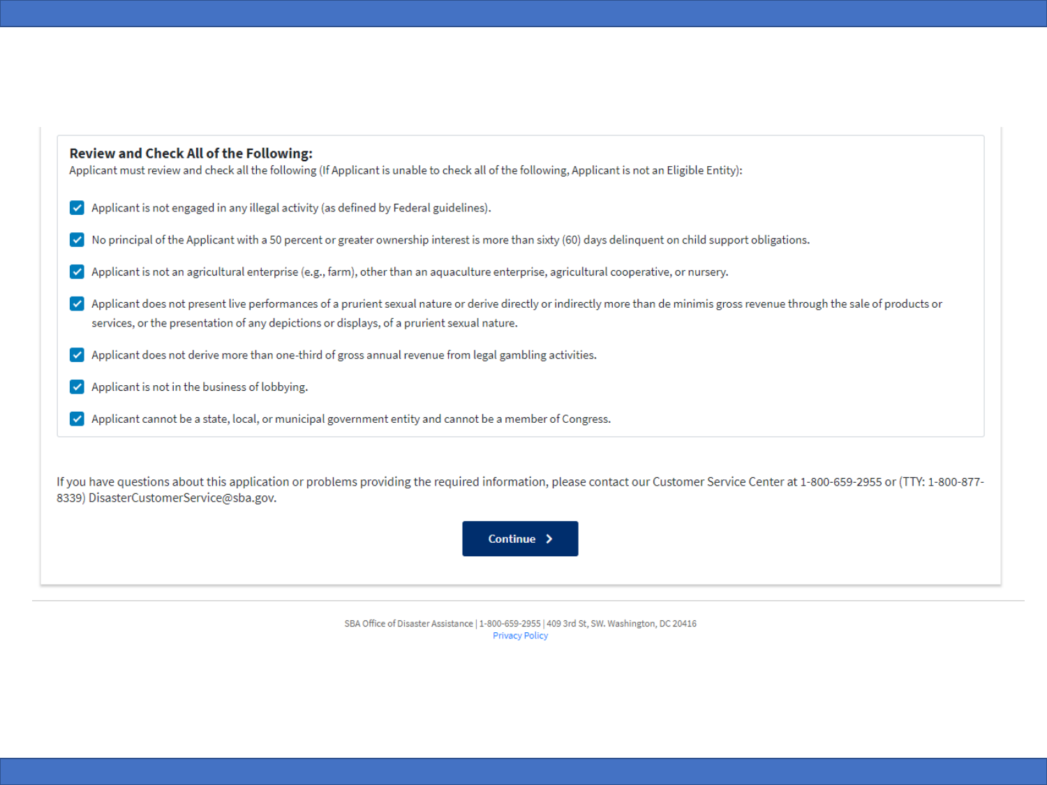## Review and Check All of the Following:

Applicant must review and check all the following (If Applicant is unable to check all of the following, Applicant is not an Eligible Entity):

- [x] Applicant is not engaged in any illegal activity (as defined by Federal guidelines).
- [x] No principal of the Applicant with a 50 percent or greater ownership interest is more than sixty (60) days delinquent on child support obligations.
- [x] Applicant is not an agricultural enterprise (e.g., farm), other than an aquaculture enterprise, agricultural cooperative, or nursery.
- [x] Applicant does not present live performances of a prurient sexual nature or derive directly or indirectly more than de minimis gross revenue through the sale of products or services, or the presentation of any depictions or displays, of a prurient sexual nature.
- [x] Applicant does not derive more than one-third of gross annual revenue from legal gambling activities.
- [x] Applicant is not in the business of lobbying.
- [x] Applicant cannot be a state, local, or municipal government entity and cannot be a member of Congress.

If you have questions about this application or problems providing the required information, please contact our Customer Service Center at 1-800-659-2955 or (TTY: 1-800-877-8339) DisasterCustomerService@sba.gov.

**Continue >**

SBA Office of Disaster Assistance | 1-800-659-2955 | 409 3rd St, SW. Washington, DC 20416

Privacy Policy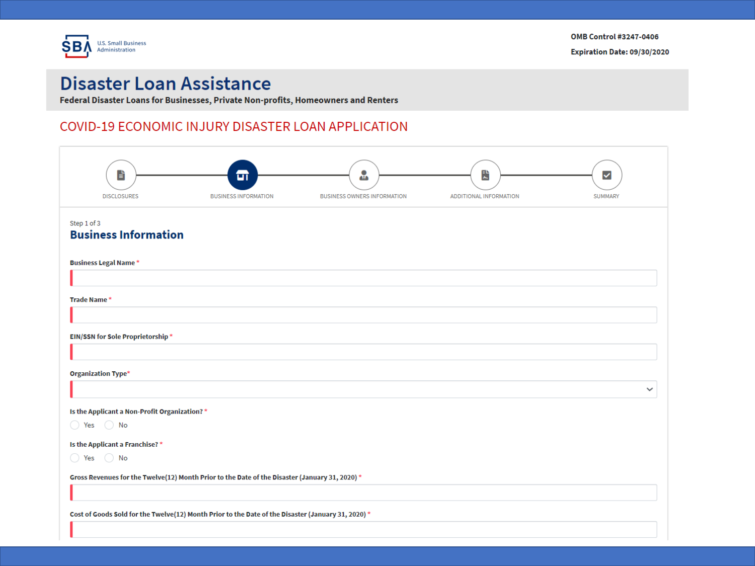U.S. Small Business Administration

OMB Control #3247-0406

Expiration Date: 09/30/2020

# Disaster Loan Assistance

**Federal Disaster Loans for Businesses, Private Non-profits, Homeowners and Renters**

## COVID-19 ECONOMIC INJURY DISASTER LOAN APPLICATION

DISCLOSURES — BUSINESS INFORMATION — BUSINESS OWNERS INFORMATION — ADDITIONAL INFORMATION — SUMMARY

Step 1 of 3

### Business Information

**Business Legal Name** *

**Trade Name** *

**EIN/SSN for Sole Proprietorship** *

**Organization Type***

**Is the Applicant a Non-Profit Organization?** *

Yes No

**Is the Applicant a Franchise?** *

Yes No

**Gross Revenues for the Twelve(12) Month Prior to the Date of the Disaster (January 31, 2020)** *

**Cost of Goods Sold for the Twelve(12) Month Prior to the Date of the Disaster (January 31, 2020)** *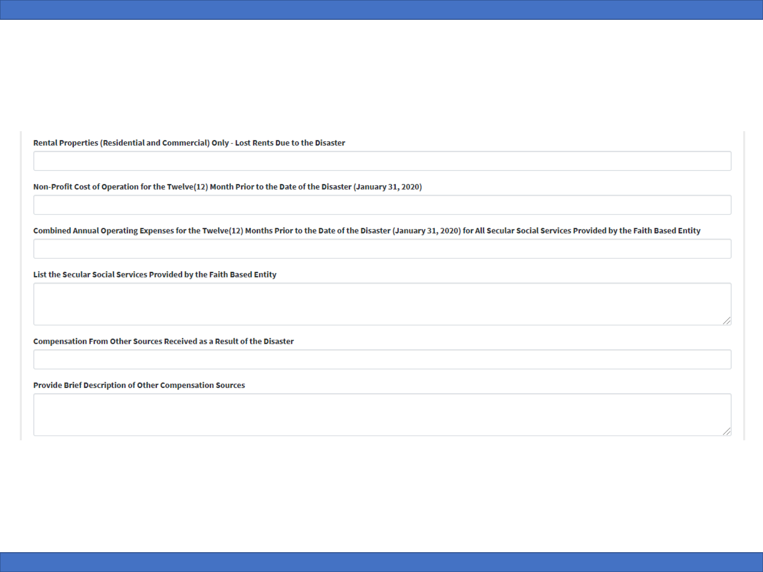**Rental Properties (Residential and Commercial) Only - Lost Rents Due to the Disaster**

**Non-Profit Cost of Operation for the Twelve(12) Month Prior to the Date of the Disaster (January 31, 2020)**

**Combined Annual Operating Expenses for the Twelve(12) Months Prior to the Date of the Disaster (January 31, 2020) for All Secular Social Services Provided by the Faith Based Entity**

**List the Secular Social Services Provided by the Faith Based Entity**

**Compensation From Other Sources Received as a Result of the Disaster**

**Provide Brief Description of Other Compensation Sources**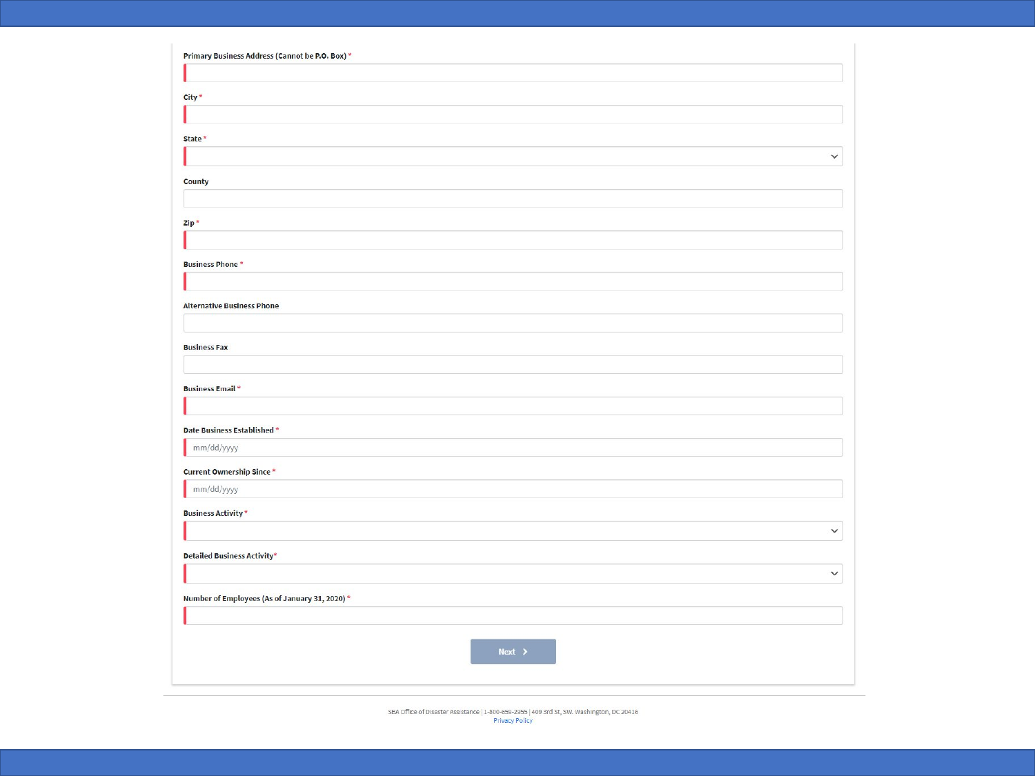Primary Business Address (Cannot be P.O. Box) *

City *

State *

County

Zip *

Business Phone *

Alternative Business Phone

Business Fax

Business Email *

Date Business Established *

mm/dd/yyyy

Current Ownership Since *

mm/dd/yyyy

Business Activity *

Detailed Business Activity*

Number of Employees (As of January 31, 2020) *

Next

SBA Office of Disaster Assistance | 1-800-659-2955 | 409 3rd St, SW. Washington, DC 20416

Privacy Policy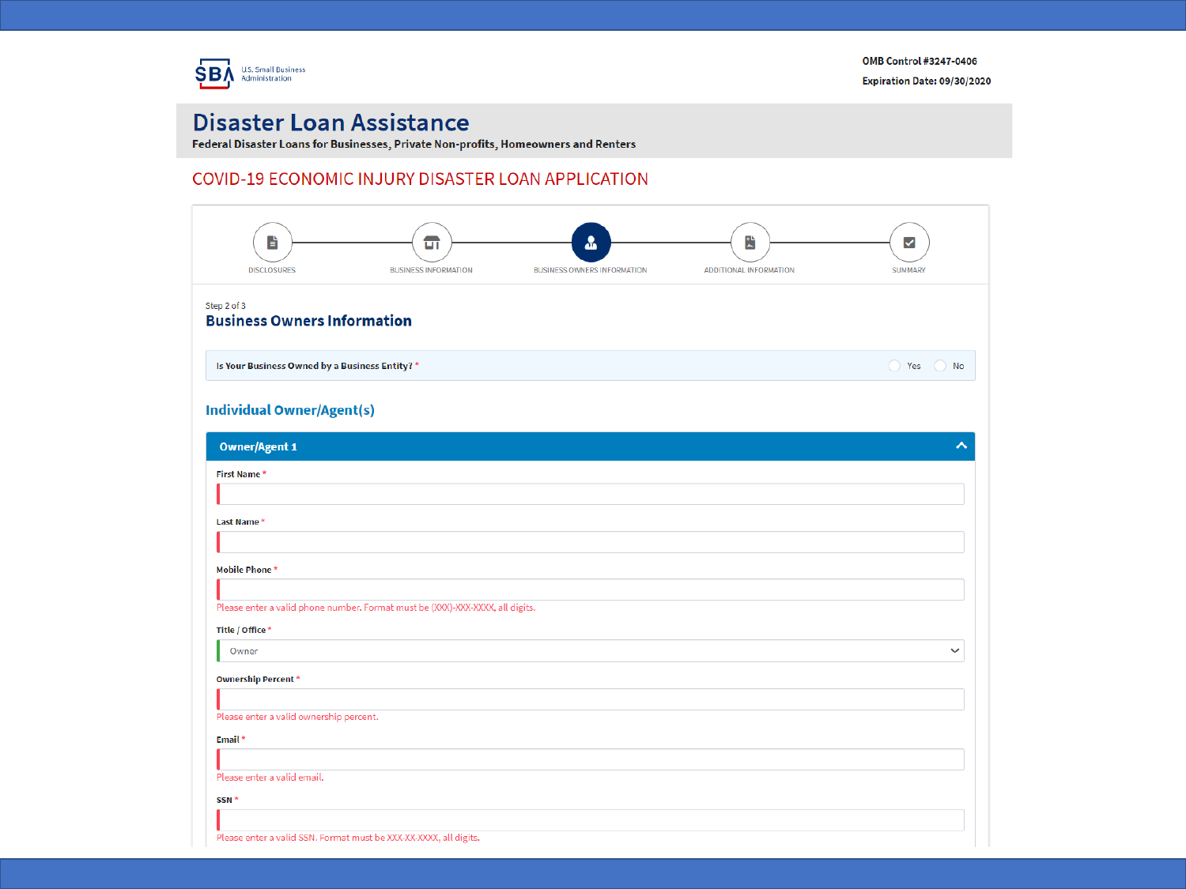U.S. Small Business Administration

OMB Control #3247-0406

Expiration Date: 09/30/2020

# Disaster Loan Assistance

**Federal Disaster Loans for Businesses, Private Non-profits, Homeowners and Renters**

## COVID-19 ECONOMIC INJURY DISASTER LOAN APPLICATION

DISCLOSURES — BUSINESS INFORMATION — BUSINESS OWNERS INFORMATION — ADDITIONAL INFORMATION — SUMMARY

Step 2 of 3

### Business Owners Information

**Is Your Business Owned by a Business Entity?** * ○ Yes ○ No

### Individual Owner/Agent(s)

**Owner/Agent 1**

**First Name** *

**Last Name** *

**Mobile Phone** *

Please enter a valid phone number. Format must be (XXX)-XXX-XXXX, all digits.

**Title / Office** *

Owner

**Ownership Percent** *

Please enter a valid ownership percent.

**Email** *

Please enter a valid email.

**SSN** *

Please enter a valid SSN. Format must be XXX-XX-XXXX, all digits.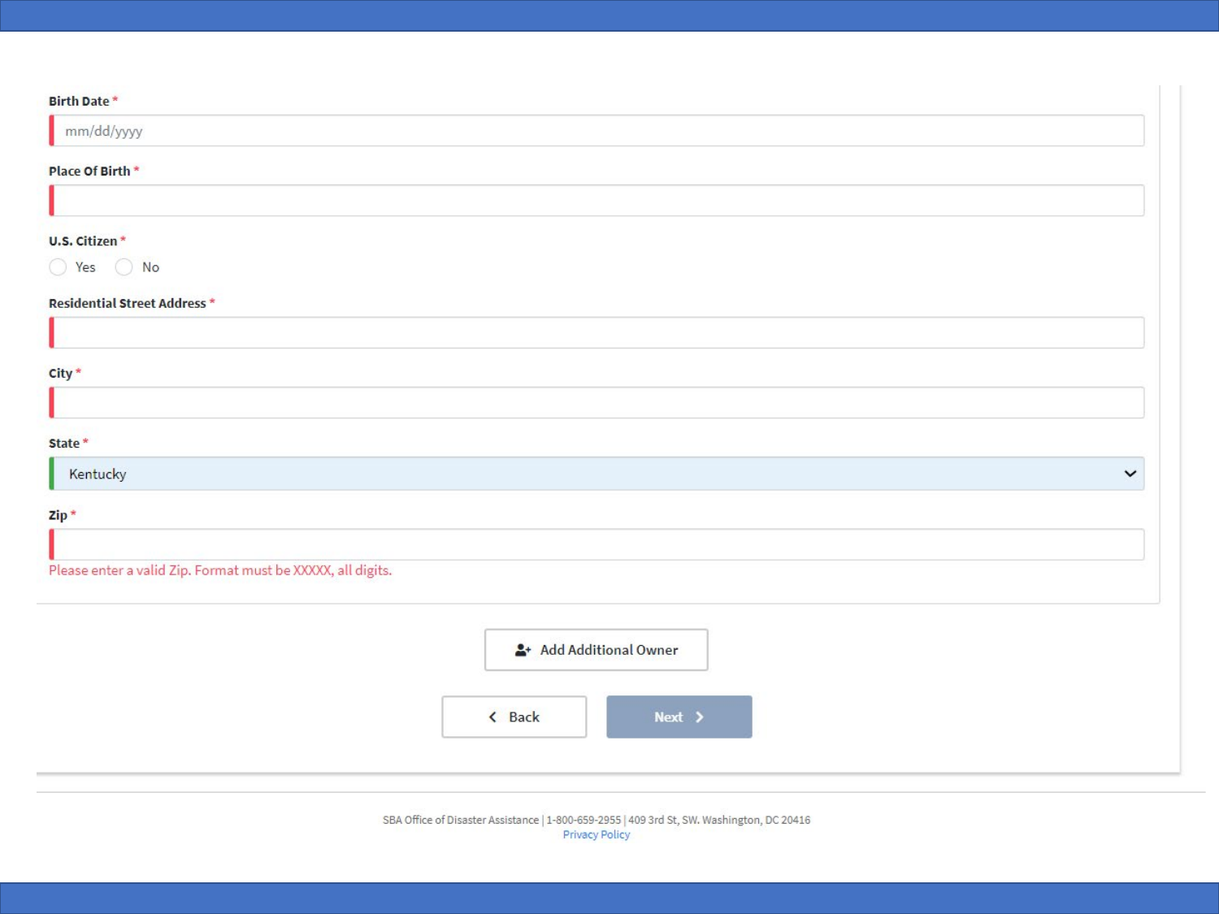**Birth Date** *

mm/dd/yyyy

**Place Of Birth** *

**U.S. Citizen** *

- Yes
- No

**Residential Street Address** *

**City** *

**State** *

Kentucky

**Zip** *

Please enter a valid Zip. Format must be XXXXX, all digits.

Add Additional Owner

Back | Next

SBA Office of Disaster Assistance | 1-800-659-2955 | 409 3rd St, SW. Washington, DC 20416

Privacy Policy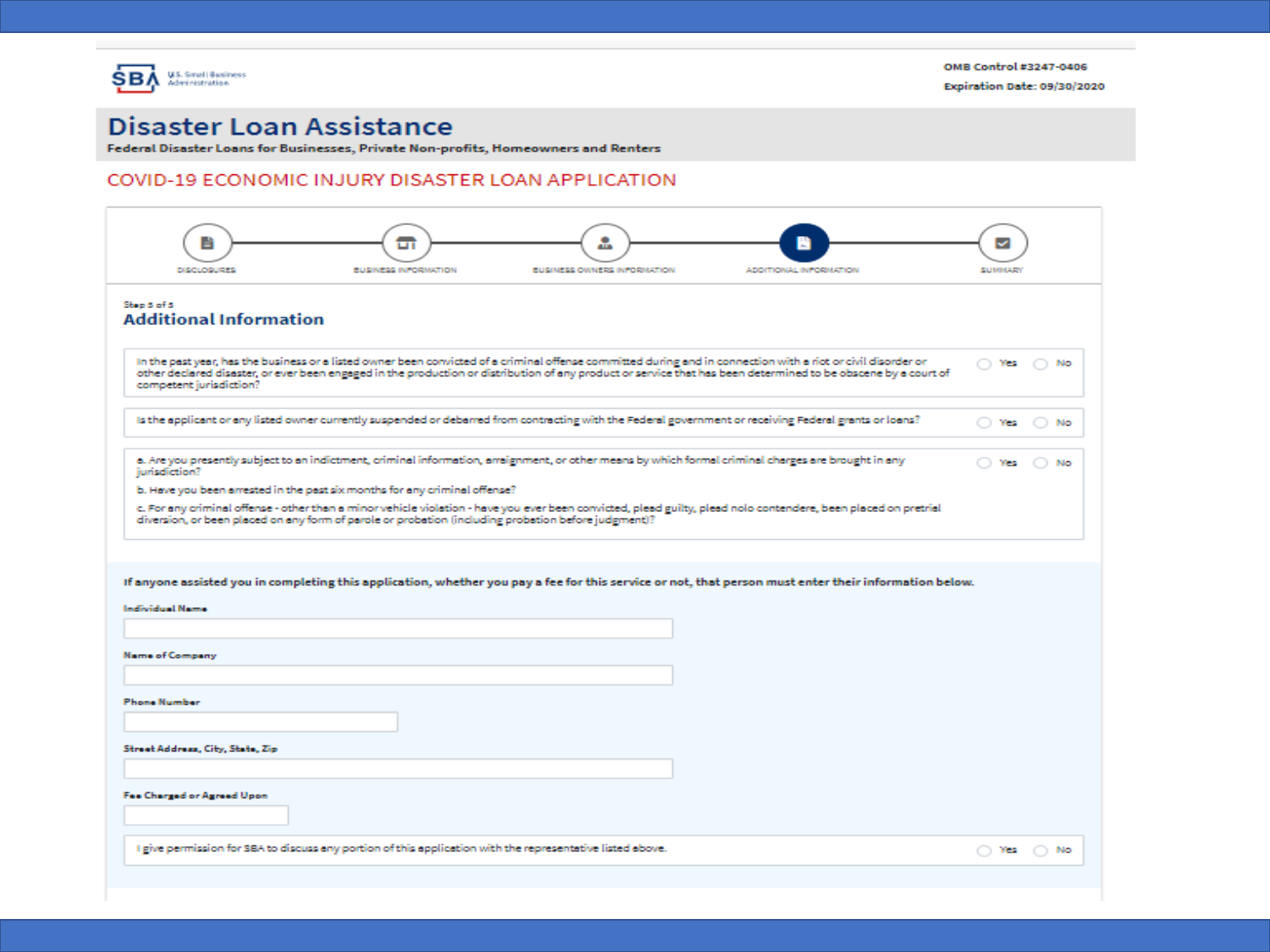SBA U.S. Small Business Administration

OMB Control #3247-0406

Expiration Date: 09/30/2020

# Disaster Loan Assistance

**Federal Disaster Loans for Businesses, Private Non-profits, Homeowners and Renters**

## COVID-19 ECONOMIC INJURY DISASTER LOAN APPLICATION

DISCLOSURES — BUSINESS INFORMATION — BUSINESS OWNERS INFORMATION — ADDITIONAL INFORMATION — SUMMARY

Step 5 of 5

### Additional Information

In the past year, has the business or a listed owner been convicted of a criminal offense committed during and in connection with a riot or civil disorder or other declared disaster, or ever been engaged in the production or distribution of any product or service that has been determined to be obscene by a court of competent jurisdiction? ○ Yes ○ No

Is the applicant or any listed owner currently suspended or debarred from contracting with the Federal government or receiving Federal grants or loans? ○ Yes ○ No

a. Are you presently subject to an indictment, criminal information, arraignment, or other means by which formal criminal charges are brought in any jurisdiction? ○ Yes ○ No

b. Have you been arrested in the past six months for any criminal offense?

c. For any criminal offense - other than a minor vehicle violation - have you ever been convicted, plead guilty, plead nolo contendere, been placed on pretrial diversion, or been placed on any form of parole or probation (including probation before judgment)?

**If anyone assisted you in completing this application, whether you pay a fee for this service or not, that person must enter their information below.**

**Individual Name**

**Name of Company**

**Phone Number**

**Street Address, City, State, Zip**

**Fee Charged or Agreed Upon**

I give permission for SBA to discuss any portion of this application with the representative listed above. ○ Yes ○ No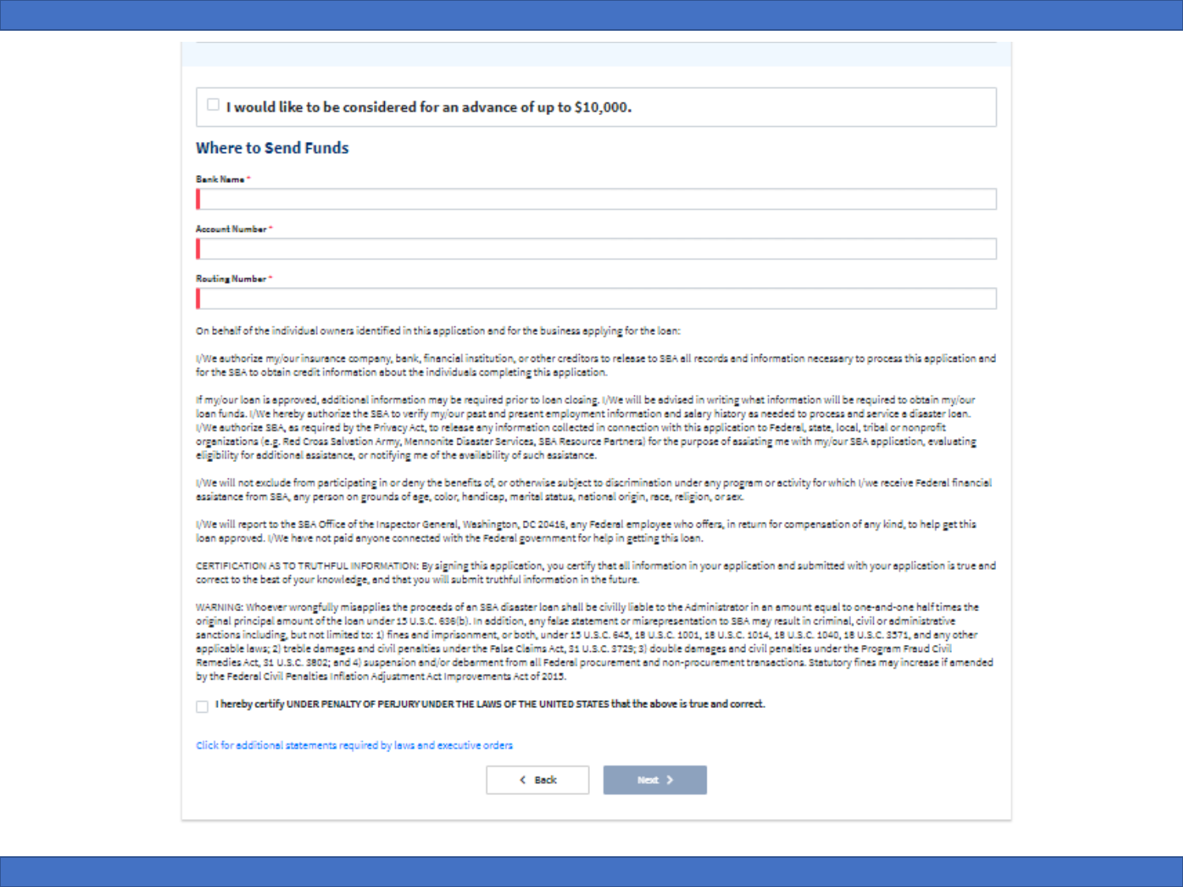☐ **I would like to be considered for an advance of up to $10,000.**

## Where to Send Funds

**Bank Name** *

**Account Number** *

**Routing Number** *

On behalf of the individual owners identified in this application and for the business applying for the loan:

I/We authorize my/our insurance company, bank, financial institution, or other creditors to release to SBA all records and information necessary to process this application and for the SBA to obtain credit information about the individuals completing this application.

If my/our loan is approved, additional information may be required prior to loan closing. I/We will be advised in writing what information will be required to obtain my/our loan funds. I/We hereby authorize the SBA to verify my/our past and present employment information and salary history as needed to process and service a disaster loan. I/We authorize SBA, as required by the Privacy Act, to release any information collected in connection with this application to Federal, state, local, tribal or nonprofit organizations (e.g. Red Cross Salvation Army, Mennonite Disaster Services, SBA Resource Partners) for the purpose of assisting me with my/our SBA application, evaluating eligibility for additional assistance, or notifying me of the availability of such assistance.

I/We will not exclude from participating in or deny the benefits of, or otherwise subject to discrimination under any program or activity for which I/we receive Federal financial assistance from SBA, any person on grounds of age, color, handicap, marital status, national origin, race, religion, or sex.

I/We will report to the SBA Office of the Inspector General, Washington, DC 20416, any Federal employee who offers, in return for compensation of any kind, to help get this loan approved. I/We have not paid anyone connected with the Federal government for help in getting this loan.

CERTIFICATION AS TO TRUTHFUL INFORMATION: By signing this application, you certify that all information in your application and submitted with your application is true and correct to the best of your knowledge, and that you will submit truthful information in the future.

WARNING: Whoever wrongfully misapplies the proceeds of an SBA disaster loan shall be civilly liable to the Administrator in an amount equal to one-and-one half times the original principal amount of the loan under 15 U.S.C. 636(b). In addition, any false statement or misrepresentation to SBA may result in criminal, civil or administrative sanctions including, but not limited to: 1) fines and imprisonment, or both, under 15 U.S.C. 645, 18 U.S.C. 1001, 18 U.S.C. 1014, 18 U.S.C. 1040, 18 U.S.C. 3571, and any other applicable laws; 2) treble damages and civil penalties under the False Claims Act, 31 U.S.C. 3729; 3) double damages and civil penalties under the Program Fraud Civil Remedies Act, 31 U.S.C. 3802; and 4) suspension and/or debarment from all Federal procurement and non-procurement transactions. Statutory fines may increase if amended by the Federal Civil Penalties Inflation Adjustment Act Improvements Act of 2015.

☐ **I hereby certify UNDER PENALTY OF PERJURY UNDER THE LAWS OF THE UNITED STATES that the above is true and correct.**

Click for additional statements required by laws and executive orders

< Back    Next >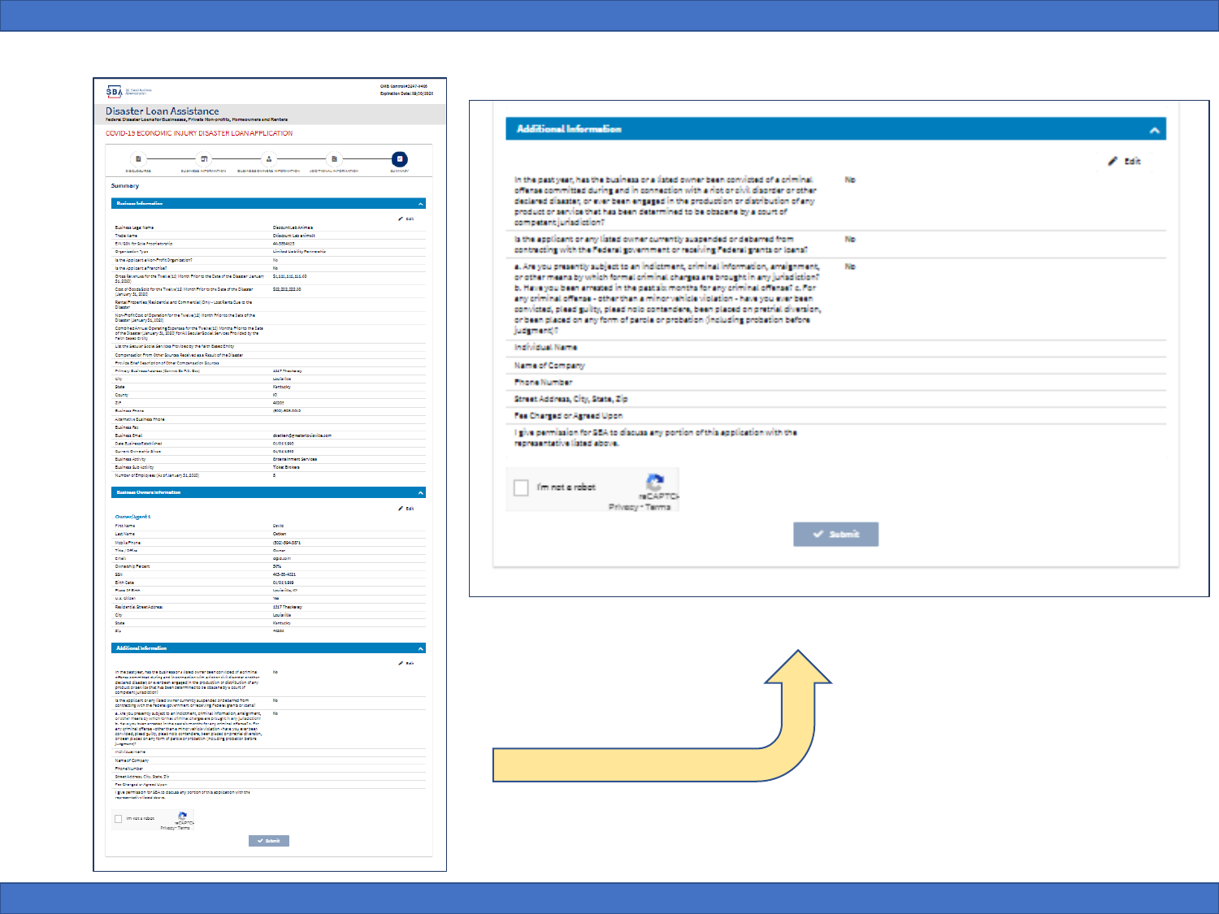SBA U.S. Small Business Administration

OMB Control #3245-0406
Expiration Date: 09/30/2020

## Disaster Loan Assistance

Federal Disaster Loans for Businesses, Private Non-profits, Homeowners and Renters

COVID-19 ECONOMIC INJURY DISASTER LOAN APPLICATION

DISCLOSURES — BUSINESS INFORMATION — BUSINESS OWNERS INFORMATION — ADDITIONAL INFORMATION — SUMMARY

### Summary

#### Business Information

Edit

| Field | Value |
|---|---|
| Business Legal Name | Discount Lab Animals |
| Trade Name | Discount Lab animals |
| EIN/SSN for Sole Proprietorship | 46-5554415 |
| Organization Type | Limited Liability Partnership |
| Is the Applicant a Non-Profit Organization? | No |
| Is the Applicant a Franchise? | No |
| Gross Revenues for the Twelve(12) Month Prior to the Date of the Disaster (January 31, 2020) | $1,111,111,111.00 |
| Cost of Goods Sold for the Twelve(12) Month Prior to the Date of the Disaster (January 31, 2020) | $22,222,222.00 |
| Rental Properties (Residential and Commercial) Only - Lost Rents Due to the Disaster | |
| Non-Profit Cost of Operation for the Twelve(12) Month Prior to the Date of the Disaster (January 31, 2020) | |
| Combined Annual Operating Expenses for the Twelve(12) Months Prior to the Date of the Disaster (January 31, 2020) for All Secular Social Services Provided by the Faith Based Entity | |
| List the Secular Social Services Provided by the Faith Based Entity | |
| Compensation From Other Sources Received as a Result of the Disaster | |
| Provide Brief Description of Other Compensation Sources | |
| Primary Business Address (Cannot Be P.O. Box) | 1317 Thackeray |
| City | Louisville |
| State | Kentucky |
| County | IO |
| ZIP | 40205 |
| Business Phone | (502) 409-0000 |
| Alternative Business Phone | |
| Business Fax | |
| Business Email | dbetlen@metrolouisville.com |
| Date Business Established | 01/01/1990 |
| Current Ownership Since | 01/01/1990 |
| Business Activity | Entertainment Services |
| Business Sub Activity | Ticket Brokers |
| Number of Employees (As of January 31, 2020) | 8 |

#### Business Owners Information

Edit

Owner/Agent 1

| Field | Value |
|---|---|
| First Name | David |
| Last Name | Betlen |
| Mobile Phone | (502) 594-3571 |
| Title / Office | Owner |
| Email | @gd.com |
| Ownership Percent | 50% |
| SSN | 465-55-4321 |
| Birth Date | 01/01/1969 |
| Place Of Birth | Louisville, KY |
| U.S. Citizen | Yes |
| Residential Street Address | 1317 Thackeray |
| City | Louisville |
| State | Kentucky |
| Zip | 40205 |

#### Additional Information

Edit

| Question | Answer |
|---|---|
| In the past year, has the business or a listed owner been convicted of a criminal offense committed during and in connection with a riot or civil disorder or other declared disaster, or ever been engaged in the production or distribution of any product or service that has been determined to be obscene by a court of competent jurisdiction? | No |
| Is the applicant or any listed owner currently suspended or debarred from contracting with the Federal government or receiving Federal grants or loans? | No |
| a. Are you presently subject to an indictment, criminal information, arraignment, or other means by which formal criminal charges are brought in any jurisdiction? b. Have you been arrested in the past six months for any criminal offense? c. For any criminal offense - other than a minor vehicle violation - have you ever been convicted, plead guilty, plead nolo contendere, been placed on pretrial diversion, or been placed on any form of parole or probation (including probation before judgment)? | No |
| Individual Name | |
| Name of Company | |
| Phone Number | |
| Street Address, City, State, Zip | |
| Fee Charged or Agreed Upon | |
| I give permission for SBA to discuss any portion of this application with the representative listed above. | |

I'm not a robot — reCAPTCHA Privacy - Terms

Submit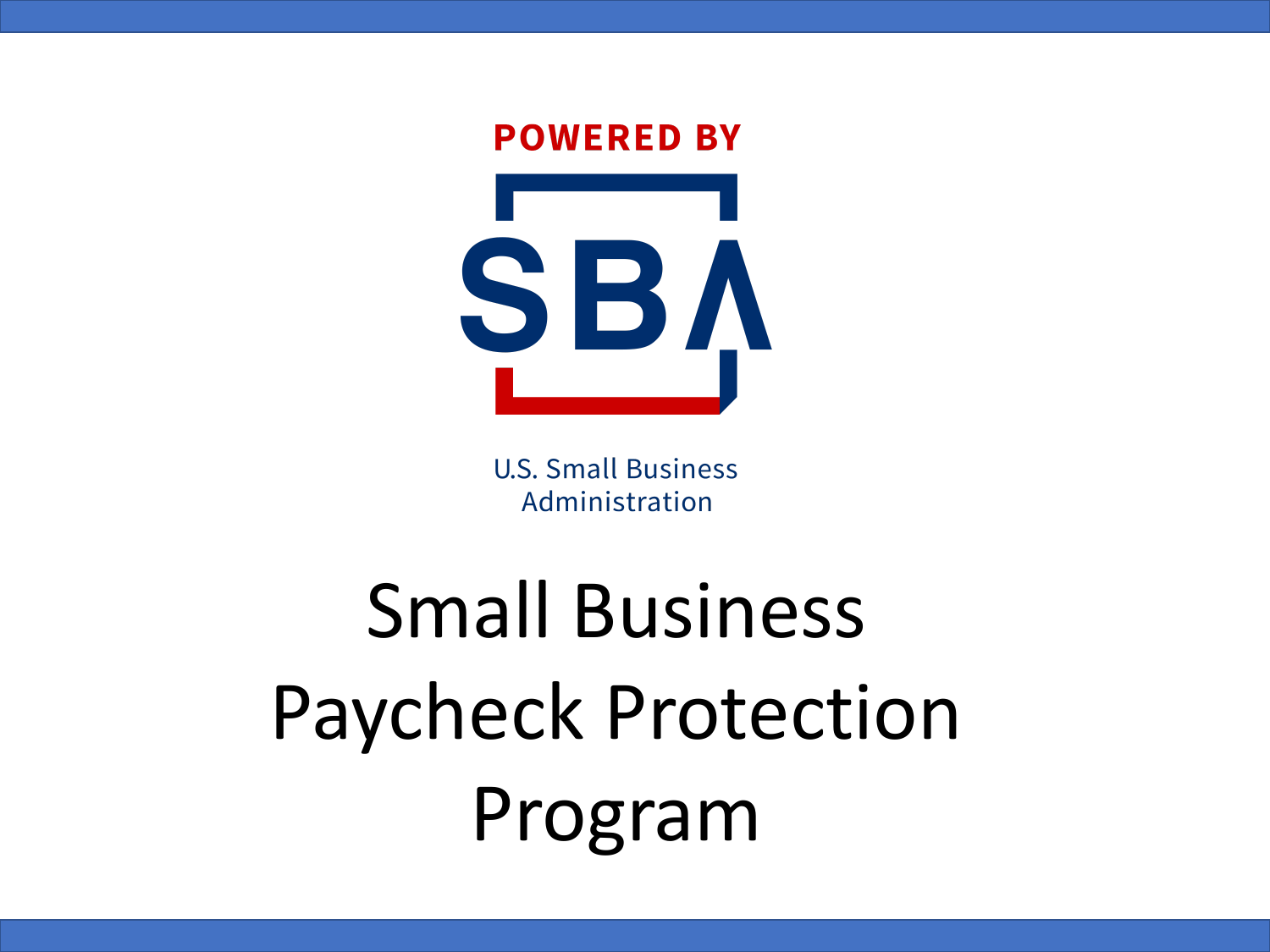POWERED BY

SBA

U.S. Small Business Administration

# Small Business Paycheck Protection Program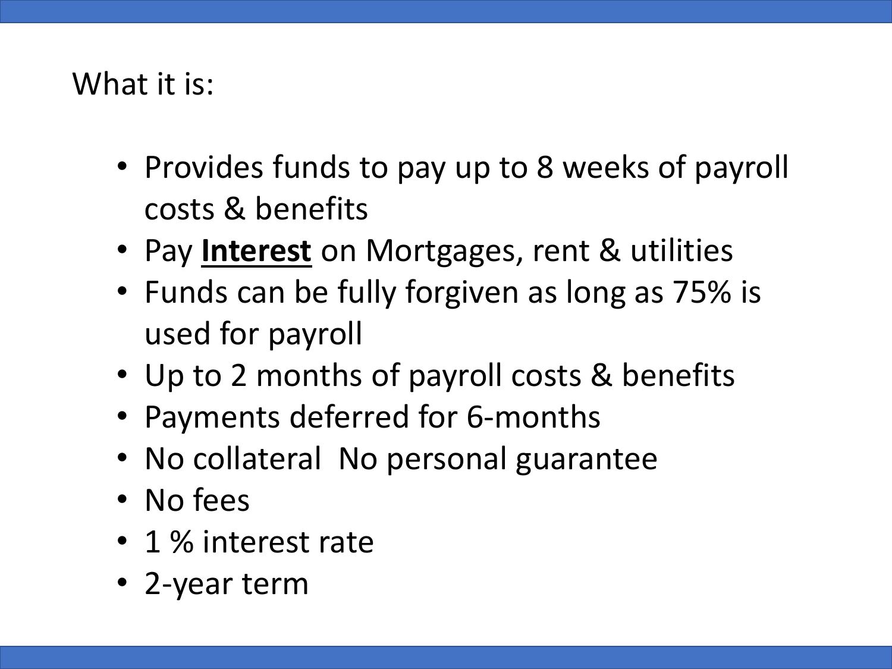What it is:

- Provides funds to pay up to 8 weeks of payroll costs & benefits
- Pay **<u>Interest</u>** on Mortgages, rent & utilities
- Funds can be fully forgiven as long as 75% is used for payroll
- Up to 2 months of payroll costs & benefits
- Payments deferred for 6-months
- No collateral  No personal guarantee
- No fees
- 1 % interest rate
- 2-year term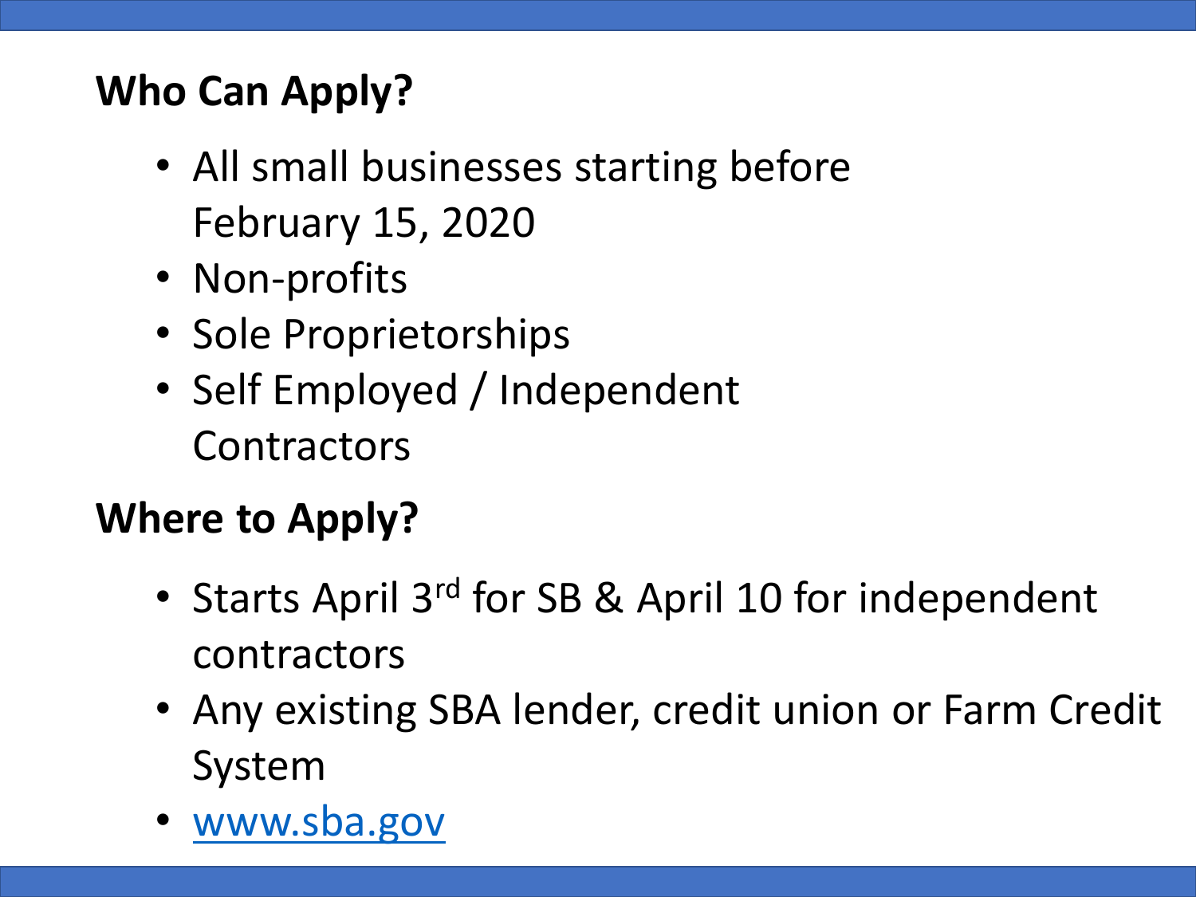## Who Can Apply?

- All small businesses starting before February 15, 2020
- Non-profits
- Sole Proprietorships
- Self Employed / Independent Contractors

## Where to Apply?

- Starts April 3rd for SB & April 10 for independent contractors
- Any existing SBA lender, credit union or Farm Credit System
- [www.sba.gov](http://www.sba.gov)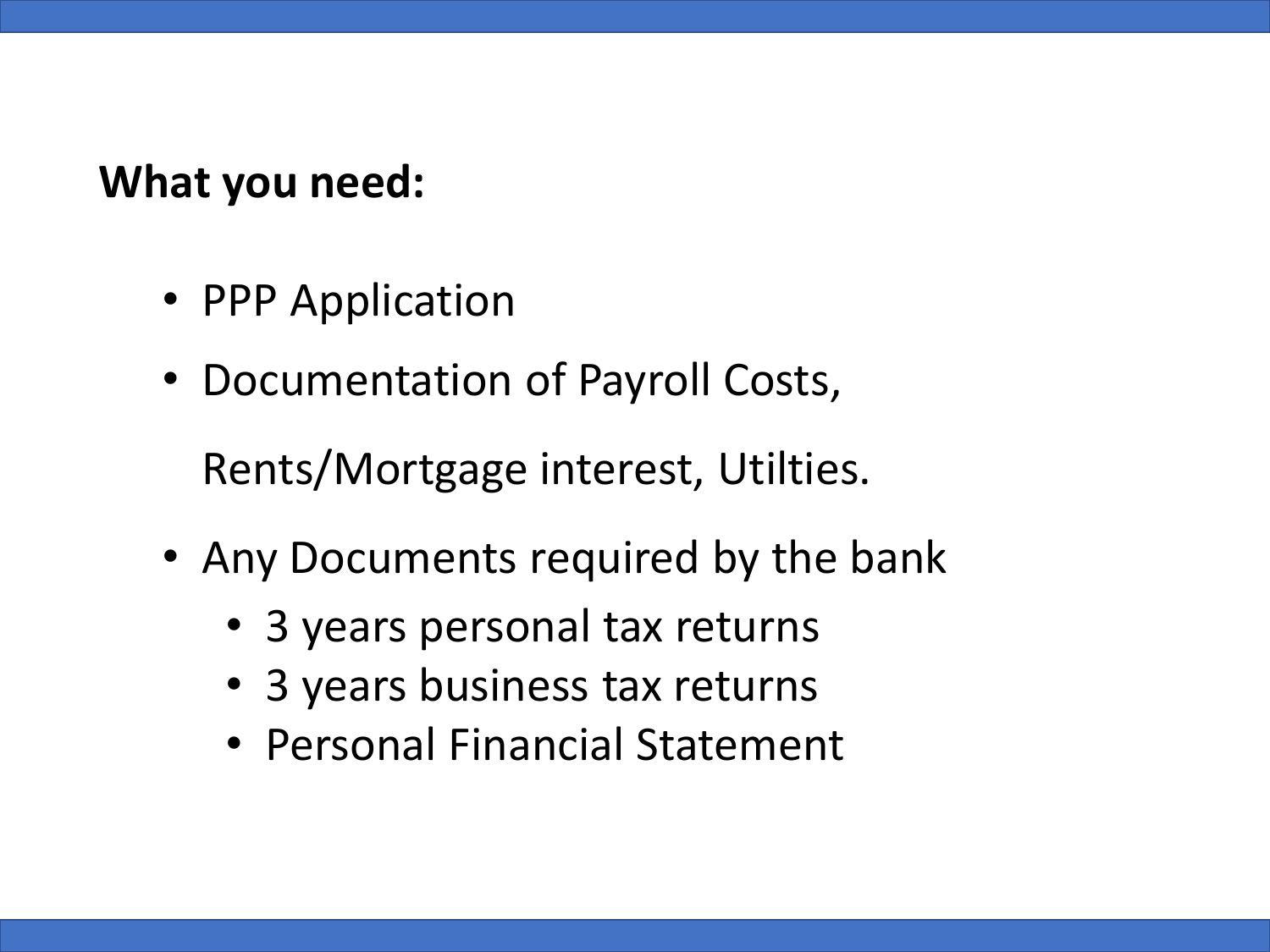**What you need:**

- PPP Application
- Documentation of Payroll Costs,

  Rents/Mortgage interest, Utilties.
- Any Documents required by the bank
  - 3 years personal tax returns
  - 3 years business tax returns
  - Personal Financial Statement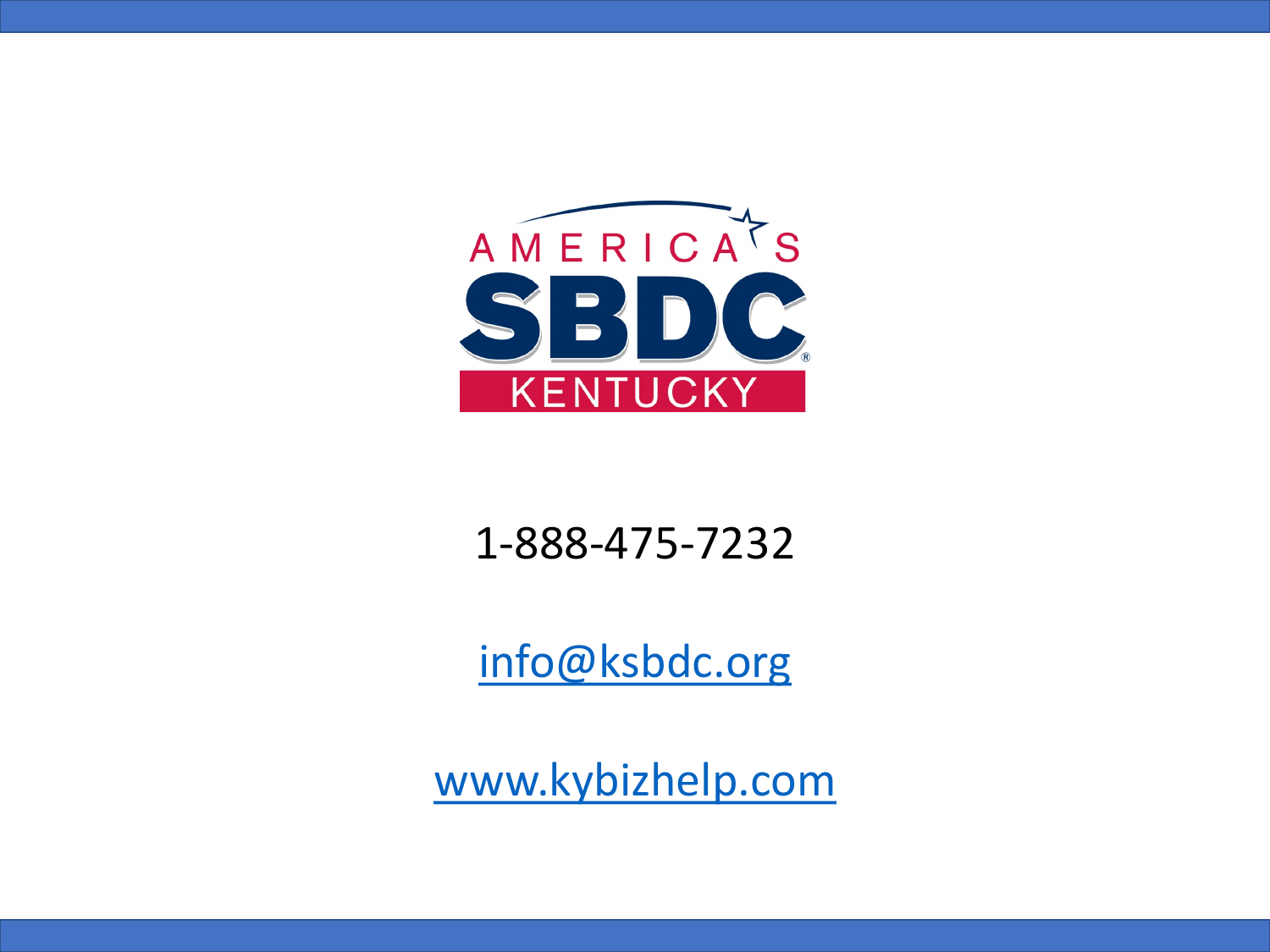AMERICA'S SBDC KENTUCKY

1-888-475-7232

[info@ksbdc.org](mailto:info@ksbdc.org)

[www.kybizhelp.com](http://www.kybizhelp.com)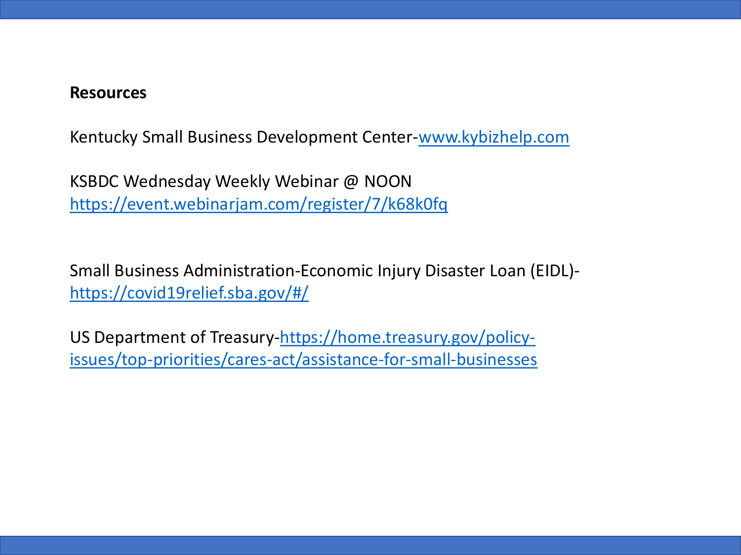**Resources**

Kentucky Small Business Development Center-www.kybizhelp.com

KSBDC Wednesday Weekly Webinar @ NOON
https://event.webinarjam.com/register/7/k68k0fq

Small Business Administration-Economic Injury Disaster Loan (EIDL)-
https://covid19relief.sba.gov/#/

US Department of Treasury-https://home.treasury.gov/policy-issues/top-priorities/cares-act/assistance-for-small-businesses